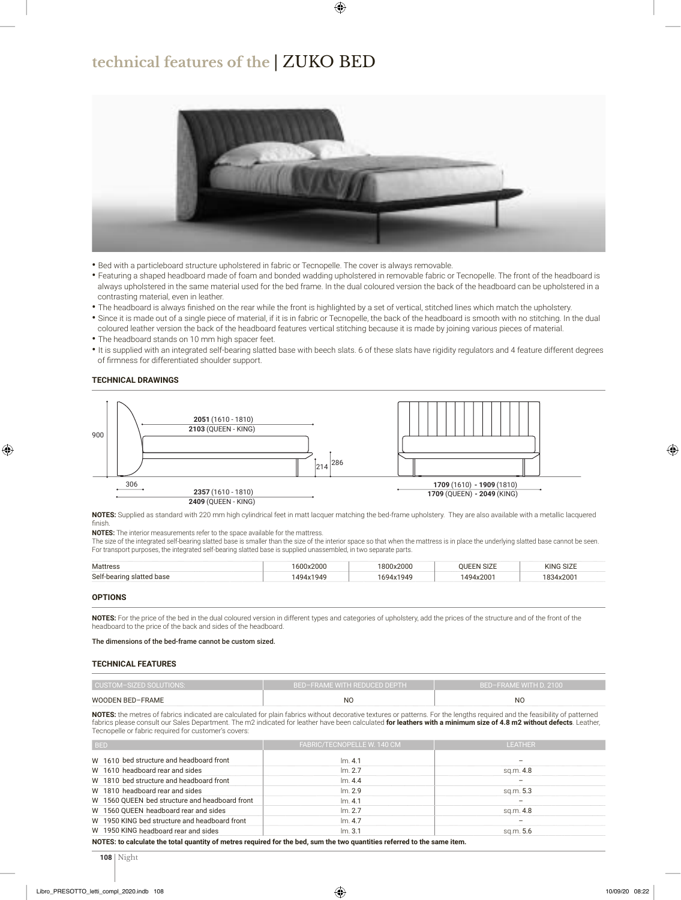# technical features of the | ZUKO BED

- Bed with a particleboard structure upholstered in fabric or Tecnopelle. The cover is always removable.
- Featuring a shaped headboard made of foam and bonded wadding upholstered in removable fabric or Tecnopelle. The front of the headboard is always upholstered in the same material used for the bed frame. In the dual coloured version the back of the headboard can be upholstered in a contrasting material, even in leather.
- The headboard is always finished on the rear while the front is highlighted by a set of vertical, stitched lines which match the upholstery.
- Since it is made out of a single piece of material, if it is in fabric or Tecnopelle, the back of the headboard is smooth with no stitching. In the dual coloured leather version the back of the headboard features vertical stitching because it is made by joining various pieces of material.
- The headboard stands on 10 mm high spacer feet.
- It is supplied with an integrated self-bearing slatted base with beech slats. 6 of these slats have rigidity regulators and 4 feature different degrees of firmness for differentiated shoulder support.

### TECHNICAL DRAWINGS

900

**2051** (1610 - 1810)
**2103** (QUEEN - KING)

214 286

306

**2357** (1610 - 1810)
**2409** (QUEEN - KING)

**1709** (1610) **- 1909** (1810)
**1709** (QUEEN) **- 2049** (KING)

**NOTES:** Supplied as standard with 220 mm high cylindrical feet in matt lacquer matching the bed-frame upholstery. They are also available with a metallic lacquered finish.

**NOTES:** The interior measurements refer to the space available for the mattress.
The size of the integrated self-bearing slatted base is smaller than the size of the interior space so that when the mattress is in place the underlying slatted base cannot be seen. For transport purposes, the integrated self-bearing slatted base is supplied unassembled, in two separate parts.

| Mattress | 1600x2000 | 1800x2000 | QUEEN SIZE | KING SIZE |
|---|---|---|---|---|
| Self-bearing slatted base | 1494x1949 | 1694x1949 | 1494x2001 | 1834x2001 |

### OPTIONS

**NOTES:** For the price of the bed in the dual coloured version in different types and categories of upholstery, add the prices of the structure and of the front of the headboard to the price of the back and sides of the headboard.

The dimensions of the bed-frame cannot be custom sized.

### TECHNICAL FEATURES

| CUSTOM-SIZED SOLUTIONS: | BED-FRAME WITH REDUCED DEPTH | BED-FRAME WITH D. 2100 |
|---|---|---|
| WOODEN BED-FRAME | NO | NO |

**NOTES:** the metres of fabrics indicated are calculated for plain fabrics without decorative textures or patterns. For the lengths required and the feasibility of patterned fabrics please consult our Sales Department. The m2 indicated for leather have been calculated **for leathers with a minimum size of 4.8 m2 without defects**. Leather, Tecnopelle or fabric required for customer's covers:

| BED | FABRIC/TECNOPELLE W. 140 CM | LEATHER |
|---|---|---|
| W 1610 bed structure and headboard front | lm. 4.1 | – |
| W 1610 headboard rear and sides | lm. 2.7 | sq.m. 4.8 |
| W 1810 bed structure and headboard front | lm. 4.4 | – |
| W 1810 headboard rear and sides | lm. 2.9 | sq.m. 5.3 |
| W 1560 QUEEN bed structure and headboard front | lm. 4.1 | – |
| W 1560 QUEEN headboard rear and sides | lm. 2.7 | sq.m. 4.8 |
| W 1950 KING bed structure and headboard front | lm. 4.7 | – |
| W 1950 KING headboard rear and sides | lm. 3.1 | sq.m. 5.6 |

**NOTES: to calculate the total quantity of metres required for the bed, sum the two quantities referred to the same item.**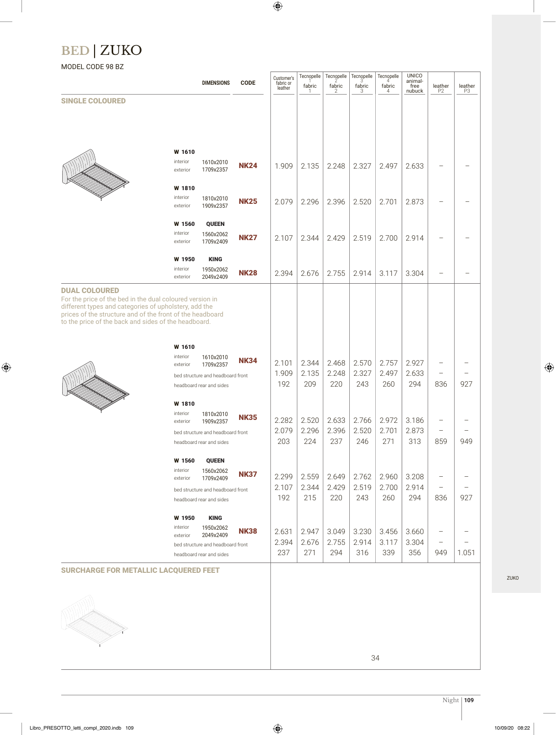# BED | ZUKO

MODEL CODE 98 BZ

| | DIMENSIONS | CODE | Customer's fabric or leather | Tecnopelle 1 fabric 1 | Tecnopelle 2 fabric 2 | Tecnopelle 3 fabric 3 | Tecnopelle 4 fabric 4 | UNICO animal-free nubuck | leather P2 | leather P3 |
|---|---|---|---|---|---|---|---|---|---|---|
| **SINGLE COLOURED** | | | | | | | | | | |
| **W 1610** | interior 1610x2010 exterior 1709x2357 | **NK24** | 1.909 | 2.135 | 2.248 | 2.327 | 2.497 | 2.633 | – | – |
| **W 1810** | interior 1810x2010 exterior 1909x2357 | **NK25** | 2.079 | 2.296 | 2.396 | 2.520 | 2.701 | 2.873 | – | – |
| **W 1560 QUEEN** | interior 1560x2062 exterior 1709x2409 | **NK27** | 2.107 | 2.344 | 2.429 | 2.519 | 2.700 | 2.914 | – | – |
| **W 1950 KING** | interior 1950x2062 exterior 2049x2409 | **NK28** | 2.394 | 2.676 | 2.755 | 2.914 | 3.117 | 3.304 | – | – |
| **DUAL COLOURED** | | | | | | | | | | |
| **W 1610** | interior 1610x2010 exterior 1709x2357 | **NK34** | 2.101 | 2.344 | 2.468 | 2.570 | 2.757 | 2.927 | – | – |
| | bed structure and headboard front | | 1.909 | 2.135 | 2.248 | 2.327 | 2.497 | 2.633 | – | – |
| | headboard rear and sides | | 192 | 209 | 220 | 243 | 260 | 294 | 836 | 927 |
| **W 1810** | interior 1810x2010 exterior 1909x2357 | **NK35** | 2.282 | 2.520 | 2.633 | 2.766 | 2.972 | 3.186 | – | – |
| | bed structure and headboard front | | 2.079 | 2.296 | 2.396 | 2.520 | 2.701 | 2.873 | – | – |
| | headboard rear and sides | | 203 | 224 | 237 | 246 | 271 | 313 | 859 | 949 |
| **W 1560 QUEEN** | interior 1560x2062 exterior 1709x2409 | **NK37** | 2.299 | 2.559 | 2.649 | 2.762 | 2.960 | 3.208 | – | – |
| | bed structure and headboard front | | 2.107 | 2.344 | 2.429 | 2.519 | 2.700 | 2.914 | – | – |
| | headboard rear and sides | | 192 | 215 | 220 | 243 | 260 | 294 | 836 | 927 |
| **W 1950 KING** | interior 1950x2062 exterior 2049x2409 | **NK38** | 2.631 | 2.947 | 3.049 | 3.230 | 3.456 | 3.660 | – | – |
| | bed structure and headboard front | | 2.394 | 2.676 | 2.755 | 2.914 | 3.117 | 3.304 | – | – |
| | headboard rear and sides | | 237 | 271 | 294 | 316 | 339 | 356 | 949 | 1.051 |
| **SURCHARGE FOR METALLIC LACQUERED FEET** | | | 34 | | | | | | | |

For the price of the bed in the dual coloured version in different types and categories of upholstery, add the prices of the structure and of the front of the headboard to the price of the back and sides of the headboard.